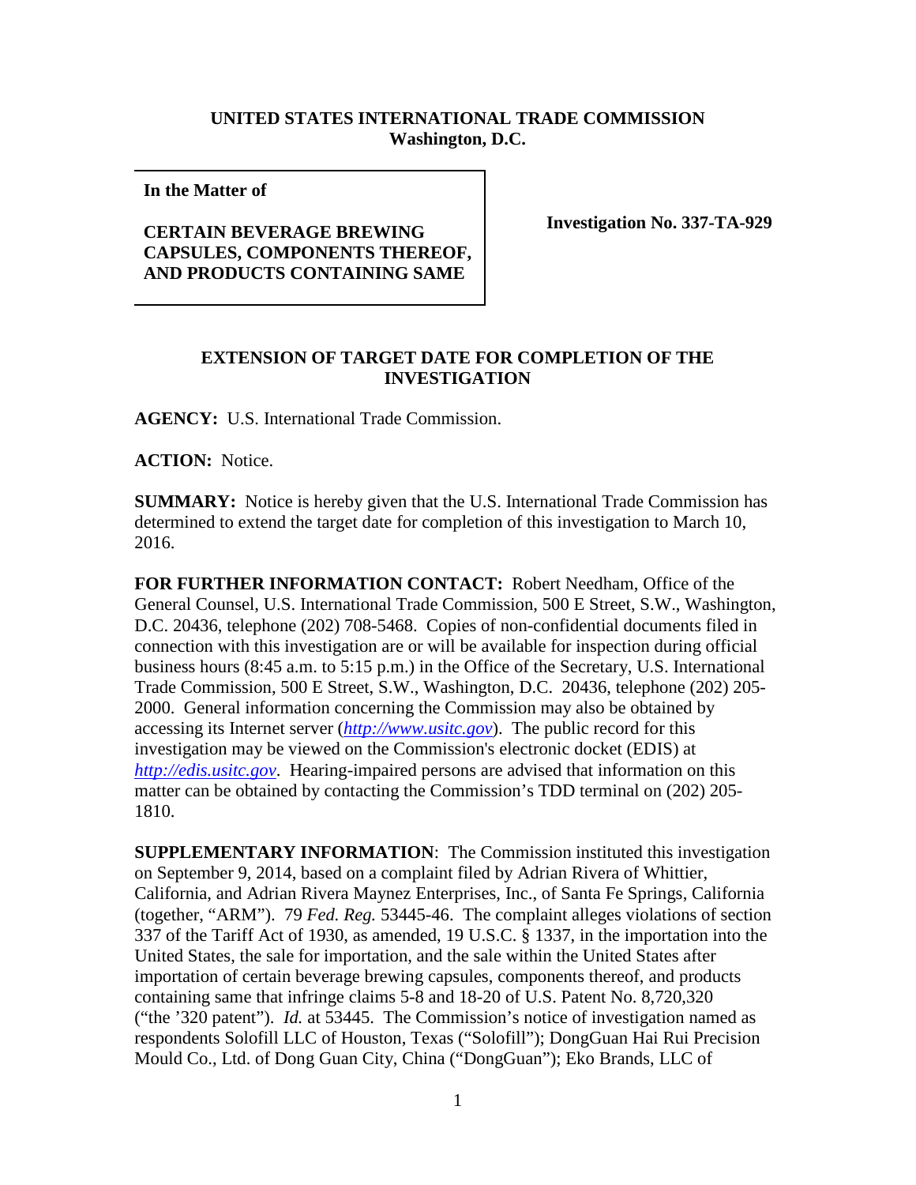**UNITED STATES INTERNATIONAL TRADE COMMISSION**
**Washington, D.C.**

| **In the Matter of** **CERTAIN BEVERAGE BREWING CAPSULES, COMPONENTS THEREOF, AND PRODUCTS CONTAINING SAME** | **Investigation No. 337-TA-929** |
|---|---|

**EXTENSION OF TARGET DATE FOR COMPLETION OF THE INVESTIGATION**

**AGENCY:** U.S. International Trade Commission.

**ACTION:** Notice.

**SUMMARY:** Notice is hereby given that the U.S. International Trade Commission has determined to extend the target date for completion of this investigation to March 10, 2016.

**FOR FURTHER INFORMATION CONTACT:** Robert Needham, Office of the General Counsel, U.S. International Trade Commission, 500 E Street, S.W., Washington, D.C. 20436, telephone (202) 708-5468. Copies of non-confidential documents filed in connection with this investigation are or will be available for inspection during official business hours (8:45 a.m. to 5:15 p.m.) in the Office of the Secretary, U.S. International Trade Commission, 500 E Street, S.W., Washington, D.C. 20436, telephone (202) 205-2000. General information concerning the Commission may also be obtained by accessing its Internet server (*http://www.usitc.gov*). The public record for this investigation may be viewed on the Commission's electronic docket (EDIS) at *http://edis.usitc.gov*. Hearing-impaired persons are advised that information on this matter can be obtained by contacting the Commission's TDD terminal on (202) 205-1810.

**SUPPLEMENTARY INFORMATION**: The Commission instituted this investigation on September 9, 2014, based on a complaint filed by Adrian Rivera of Whittier, California, and Adrian Rivera Maynez Enterprises, Inc., of Santa Fe Springs, California (together, "ARM"). 79 *Fed. Reg.* 53445-46. The complaint alleges violations of section 337 of the Tariff Act of 1930, as amended, 19 U.S.C. § 1337, in the importation into the United States, the sale for importation, and the sale within the United States after importation of certain beverage brewing capsules, components thereof, and products containing same that infringe claims 5-8 and 18-20 of U.S. Patent No. 8,720,320 ("the '320 patent"). *Id.* at 53445. The Commission's notice of investigation named as respondents Solofill LLC of Houston, Texas ("Solofill"); DongGuan Hai Rui Precision Mould Co., Ltd. of Dong Guan City, China ("DongGuan"); Eko Brands, LLC of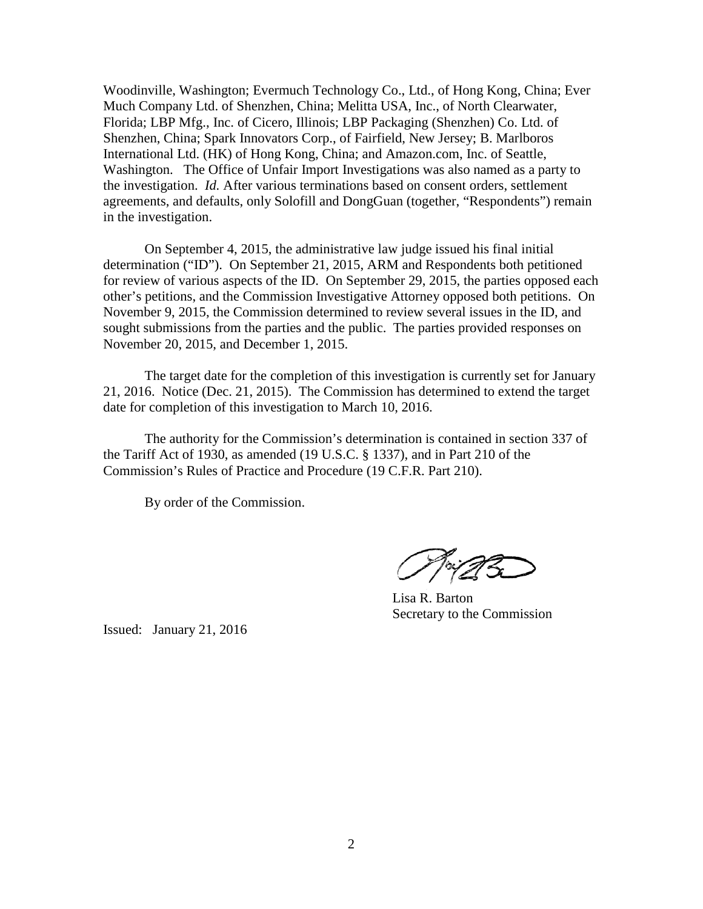Woodinville, Washington; Evermuch Technology Co., Ltd., of Hong Kong, China; Ever Much Company Ltd. of Shenzhen, China; Melitta USA, Inc., of North Clearwater, Florida; LBP Mfg., Inc. of Cicero, Illinois; LBP Packaging (Shenzhen) Co. Ltd. of Shenzhen, China; Spark Innovators Corp., of Fairfield, New Jersey; B. Marlboros International Ltd. (HK) of Hong Kong, China; and Amazon.com, Inc. of Seattle, Washington. The Office of Unfair Import Investigations was also named as a party to the investigation. *Id.* After various terminations based on consent orders, settlement agreements, and defaults, only Solofill and DongGuan (together, "Respondents") remain in the investigation.

On September 4, 2015, the administrative law judge issued his final initial determination ("ID"). On September 21, 2015, ARM and Respondents both petitioned for review of various aspects of the ID. On September 29, 2015, the parties opposed each other's petitions, and the Commission Investigative Attorney opposed both petitions. On November 9, 2015, the Commission determined to review several issues in the ID, and sought submissions from the parties and the public. The parties provided responses on November 20, 2015, and December 1, 2015.

The target date for the completion of this investigation is currently set for January 21, 2016. Notice (Dec. 21, 2015). The Commission has determined to extend the target date for completion of this investigation to March 10, 2016.

The authority for the Commission's determination is contained in section 337 of the Tariff Act of 1930, as amended (19 U.S.C. § 1337), and in Part 210 of the Commission's Rules of Practice and Procedure (19 C.F.R. Part 210).

By order of the Commission.

Lisa R. Barton
Secretary to the Commission

Issued: January 21, 2016